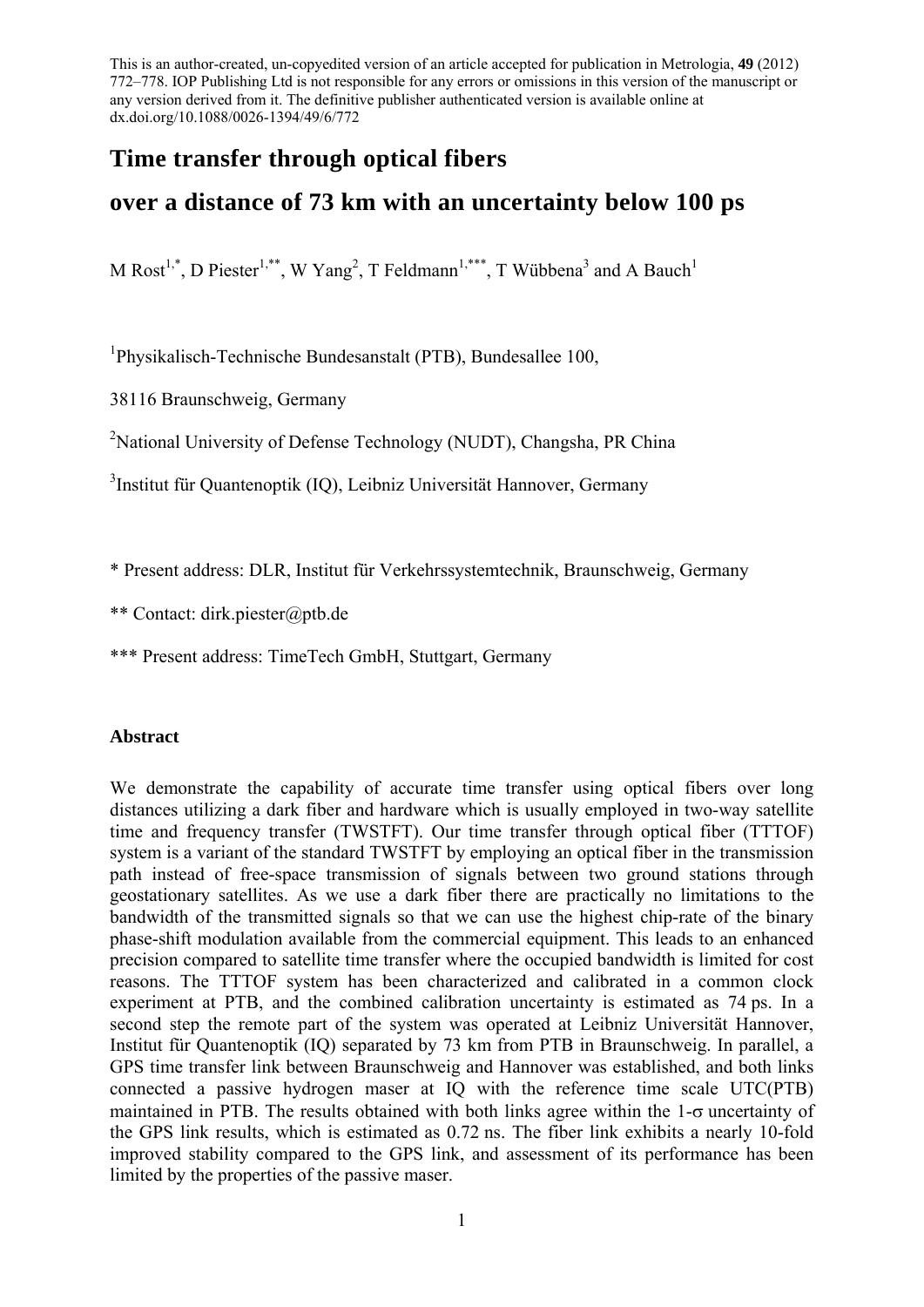This is an author-created, un-copyedited version of an article accepted for publication in Metrologia, **49** (2012) 772–778. IOP Publishing Ltd is not responsible for any errors or omissions in this version of the manuscript or any version derived from it. The definitive publisher authenticated version is available online at dx.doi.org/10.1088/0026-1394/49/6/772

# Time transfer through optical fibers over a distance of 73 km with an uncertainty below 100 ps

M Rost[1,*], D Piester[1,**], W Yang[2], T Feldmann[1,***], T Wübbena[3] and A Bauch[1]

[1]Physikalisch-Technische Bundesanstalt (PTB), Bundesallee 100,

38116 Braunschweig, Germany

[2]National University of Defense Technology (NUDT), Changsha, PR China

[3]Institut für Quantenoptik (IQ), Leibniz Universität Hannover, Germany

* Present address: DLR, Institut für Verkehrssystemtechnik, Braunschweig, Germany

** Contact: dirk.piester@ptb.de

*** Present address: TimeTech GmbH, Stuttgart, Germany

## Abstract

We demonstrate the capability of accurate time transfer using optical fibers over long distances utilizing a dark fiber and hardware which is usually employed in two-way satellite time and frequency transfer (TWSTFT). Our time transfer through optical fiber (TTTOF) system is a variant of the standard TWSTFT by employing an optical fiber in the transmission path instead of free-space transmission of signals between two ground stations through geostationary satellites. As we use a dark fiber there are practically no limitations to the bandwidth of the transmitted signals so that we can use the highest chip-rate of the binary phase-shift modulation available from the commercial equipment. This leads to an enhanced precision compared to satellite time transfer where the occupied bandwidth is limited for cost reasons. The TTTOF system has been characterized and calibrated in a common clock experiment at PTB, and the combined calibration uncertainty is estimated as 74 ps. In a second step the remote part of the system was operated at Leibniz Universität Hannover, Institut für Quantenoptik (IQ) separated by 73 km from PTB in Braunschweig. In parallel, a GPS time transfer link between Braunschweig and Hannover was established, and both links connected a passive hydrogen maser at IQ with the reference time scale UTC(PTB) maintained in PTB. The results obtained with both links agree within the 1-σ uncertainty of the GPS link results, which is estimated as 0.72 ns. The fiber link exhibits a nearly 10-fold improved stability compared to the GPS link, and assessment of its performance has been limited by the properties of the passive maser.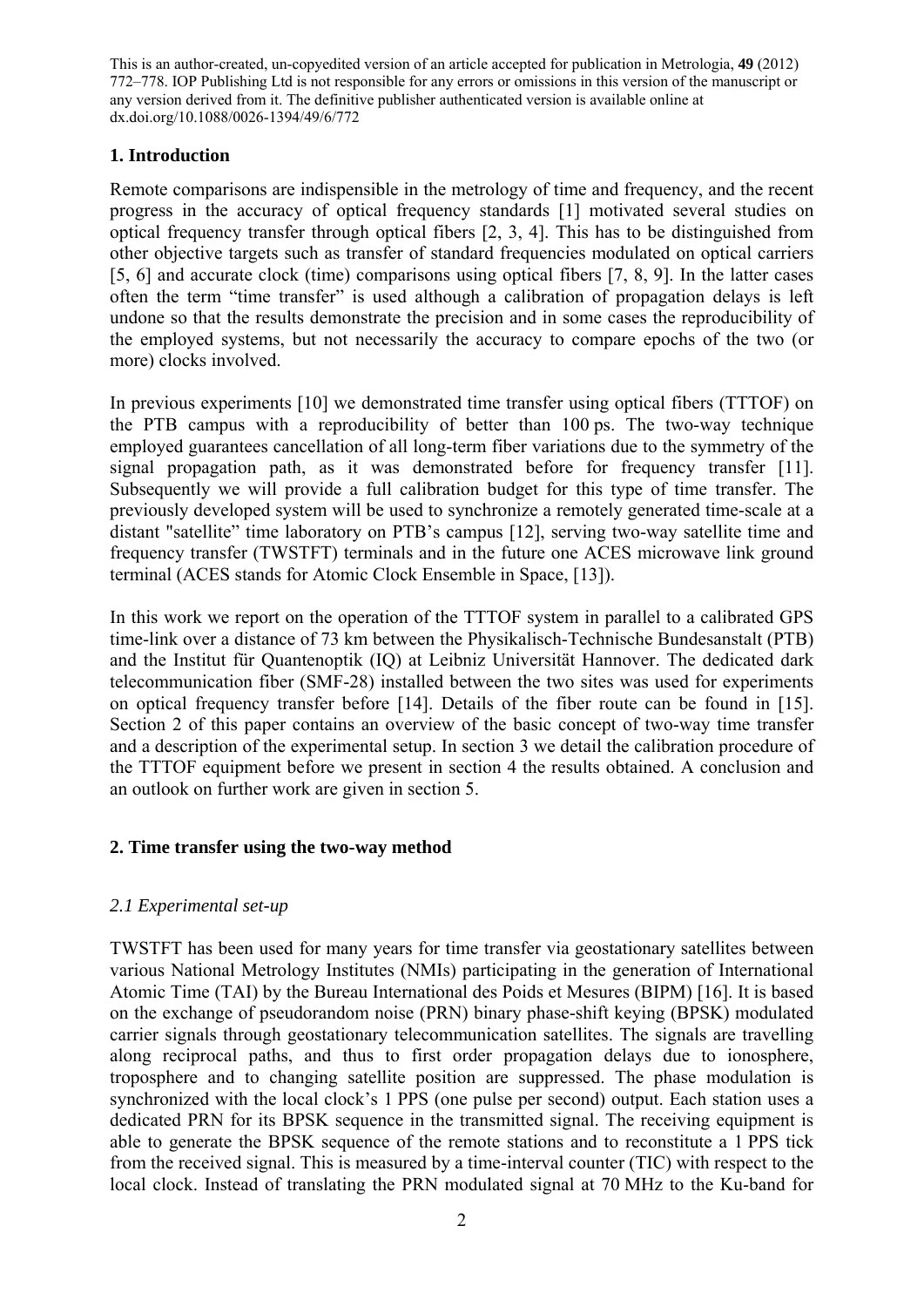This is an author-created, un-copyedited version of an article accepted for publication in Metrologia, **49** (2012) 772–778. IOP Publishing Ltd is not responsible for any errors or omissions in this version of the manuscript or any version derived from it. The definitive publisher authenticated version is available online at dx.doi.org/10.1088/0026-1394/49/6/772

## 1. Introduction

Remote comparisons are indispensible in the metrology of time and frequency, and the recent progress in the accuracy of optical frequency standards [1] motivated several studies on optical frequency transfer through optical fibers [2, 3, 4]. This has to be distinguished from other objective targets such as transfer of standard frequencies modulated on optical carriers [5, 6] and accurate clock (time) comparisons using optical fibers [7, 8, 9]. In the latter cases often the term "time transfer" is used although a calibration of propagation delays is left undone so that the results demonstrate the precision and in some cases the reproducibility of the employed systems, but not necessarily the accuracy to compare epochs of the two (or more) clocks involved.

In previous experiments [10] we demonstrated time transfer using optical fibers (TTTOF) on the PTB campus with a reproducibility of better than 100 ps. The two-way technique employed guarantees cancellation of all long-term fiber variations due to the symmetry of the signal propagation path, as it was demonstrated before for frequency transfer [11]. Subsequently we will provide a full calibration budget for this type of time transfer. The previously developed system will be used to synchronize a remotely generated time-scale at a distant "satellite" time laboratory on PTB's campus [12], serving two-way satellite time and frequency transfer (TWSTFT) terminals and in the future one ACES microwave link ground terminal (ACES stands for Atomic Clock Ensemble in Space, [13]).

In this work we report on the operation of the TTTOF system in parallel to a calibrated GPS time-link over a distance of 73 km between the Physikalisch-Technische Bundesanstalt (PTB) and the Institut für Quantenoptik (IQ) at Leibniz Universität Hannover. The dedicated dark telecommunication fiber (SMF-28) installed between the two sites was used for experiments on optical frequency transfer before [14]. Details of the fiber route can be found in [15]. Section 2 of this paper contains an overview of the basic concept of two-way time transfer and a description of the experimental setup. In section 3 we detail the calibration procedure of the TTTOF equipment before we present in section 4 the results obtained. A conclusion and an outlook on further work are given in section 5.

## 2. Time transfer using the two-way method

### *2.1 Experimental set-up*

TWSTFT has been used for many years for time transfer via geostationary satellites between various National Metrology Institutes (NMIs) participating in the generation of International Atomic Time (TAI) by the Bureau International des Poids et Mesures (BIPM) [16]. It is based on the exchange of pseudorandom noise (PRN) binary phase-shift keying (BPSK) modulated carrier signals through geostationary telecommunication satellites. The signals are travelling along reciprocal paths, and thus to first order propagation delays due to ionosphere, troposphere and to changing satellite position are suppressed. The phase modulation is synchronized with the local clock's 1 PPS (one pulse per second) output. Each station uses a dedicated PRN for its BPSK sequence in the transmitted signal. The receiving equipment is able to generate the BPSK sequence of the remote stations and to reconstitute a 1 PPS tick from the received signal. This is measured by a time-interval counter (TIC) with respect to the local clock. Instead of translating the PRN modulated signal at 70 MHz to the Ku-band for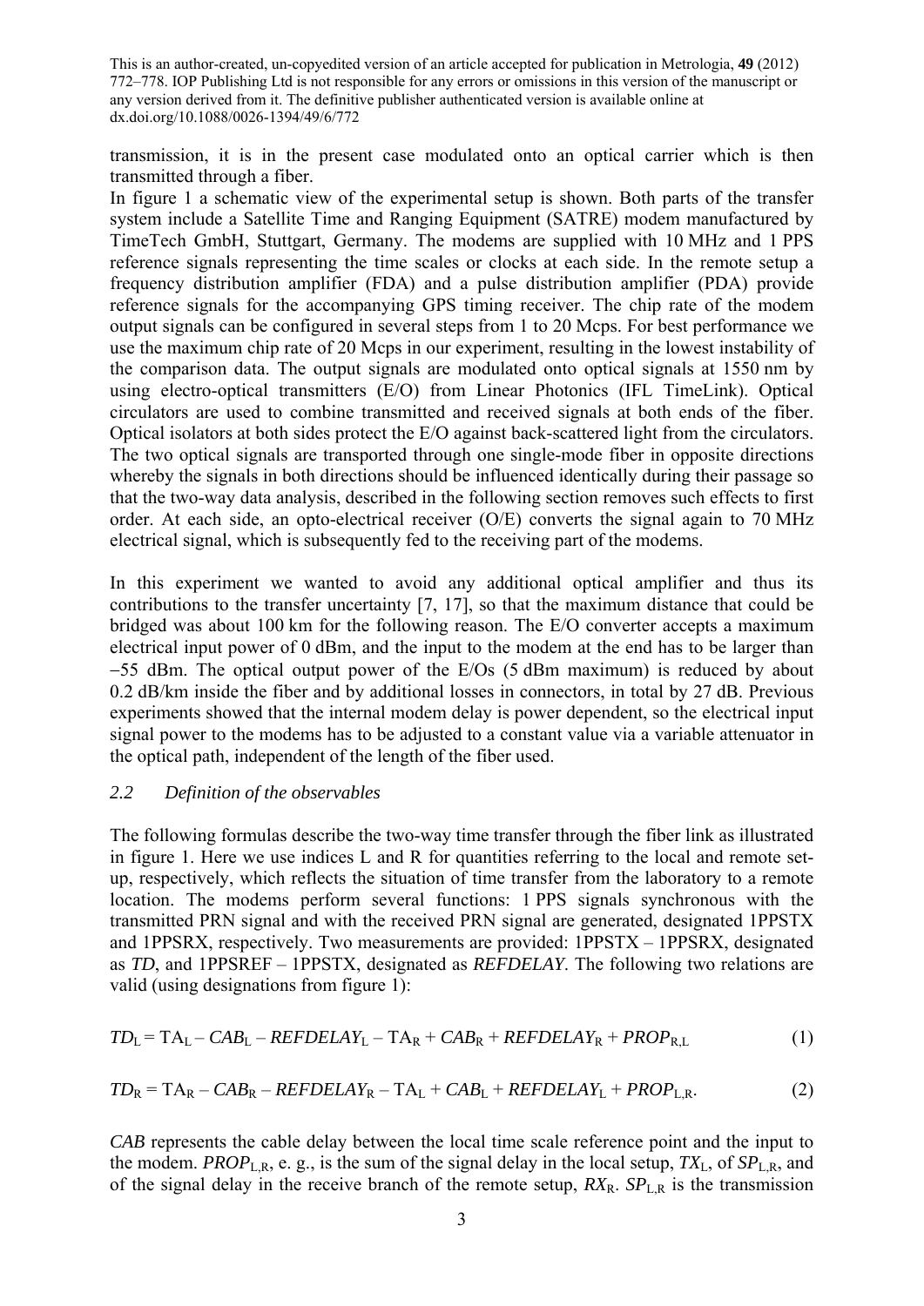transmission, it is in the present case modulated onto an optical carrier which is then transmitted through a fiber.

In figure 1 a schematic view of the experimental setup is shown. Both parts of the transfer system include a Satellite Time and Ranging Equipment (SATRE) modem manufactured by TimeTech GmbH, Stuttgart, Germany. The modems are supplied with 10 MHz and 1 PPS reference signals representing the time scales or clocks at each side. In the remote setup a frequency distribution amplifier (FDA) and a pulse distribution amplifier (PDA) provide reference signals for the accompanying GPS timing receiver. The chip rate of the modem output signals can be configured in several steps from 1 to 20 Mcps. For best performance we use the maximum chip rate of 20 Mcps in our experiment, resulting in the lowest instability of the comparison data. The output signals are modulated onto optical signals at 1550 nm by using electro-optical transmitters (E/O) from Linear Photonics (IFL TimeLink). Optical circulators are used to combine transmitted and received signals at both ends of the fiber. Optical isolators at both sides protect the E/O against back-scattered light from the circulators. The two optical signals are transported through one single-mode fiber in opposite directions whereby the signals in both directions should be influenced identically during their passage so that the two-way data analysis, described in the following section removes such effects to first order. At each side, an opto-electrical receiver (O/E) converts the signal again to 70 MHz electrical signal, which is subsequently fed to the receiving part of the modems.

In this experiment we wanted to avoid any additional optical amplifier and thus its contributions to the transfer uncertainty [7, 17], so that the maximum distance that could be bridged was about 100 km for the following reason. The E/O converter accepts a maximum electrical input power of 0 dBm, and the input to the modem at the end has to be larger than −55 dBm. The optical output power of the E/Os (5 dBm maximum) is reduced by about 0.2 dB/km inside the fiber and by additional losses in connectors, in total by 27 dB. Previous experiments showed that the internal modem delay is power dependent, so the electrical input signal power to the modems has to be adjusted to a constant value via a variable attenuator in the optical path, independent of the length of the fiber used.

### 2.2 *Definition of the observables*

The following formulas describe the two-way time transfer through the fiber link as illustrated in figure 1. Here we use indices L and R for quantities referring to the local and remote set-up, respectively, which reflects the situation of time transfer from the laboratory to a remote location. The modems perform several functions: 1 PPS signals synchronous with the transmitted PRN signal and with the received PRN signal are generated, designated 1PPSTX and 1PPSRX, respectively. Two measurements are provided: 1PPSTX – 1PPSRX, designated as *TD*, and 1PPSREF – 1PPSTX, designated as *REFDELAY*. The following two relations are valid (using designations from figure 1):

$$TD_{\mathrm{L}} = \mathrm{TA}_{\mathrm{L}} - CAB_{\mathrm{L}} - REFDELAY_{\mathrm{L}} - \mathrm{TA}_{\mathrm{R}} + CAB_{\mathrm{R}} + REFDELAY_{\mathrm{R}} + PROP_{\mathrm{R,L}} \tag{1}$$

$$TD_{\mathrm{R}} = \mathrm{TA}_{\mathrm{R}} - CAB_{\mathrm{R}} - REFDELAY_{\mathrm{R}} - \mathrm{TA}_{\mathrm{L}} + CAB_{\mathrm{L}} + REFDELAY_{\mathrm{L}} + PROP_{\mathrm{L,R}}. \tag{2}$$

*CAB* represents the cable delay between the local time scale reference point and the input to the modem. $PROP_{\mathrm{L,R}}$, e. g., is the sum of the signal delay in the local setup, $TX_{\mathrm{L}}$, of $SP_{\mathrm{L,R}}$, and of the signal delay in the receive branch of the remote setup, $RX_{\mathrm{R}}$. $SP_{\mathrm{L,R}}$ is the transmission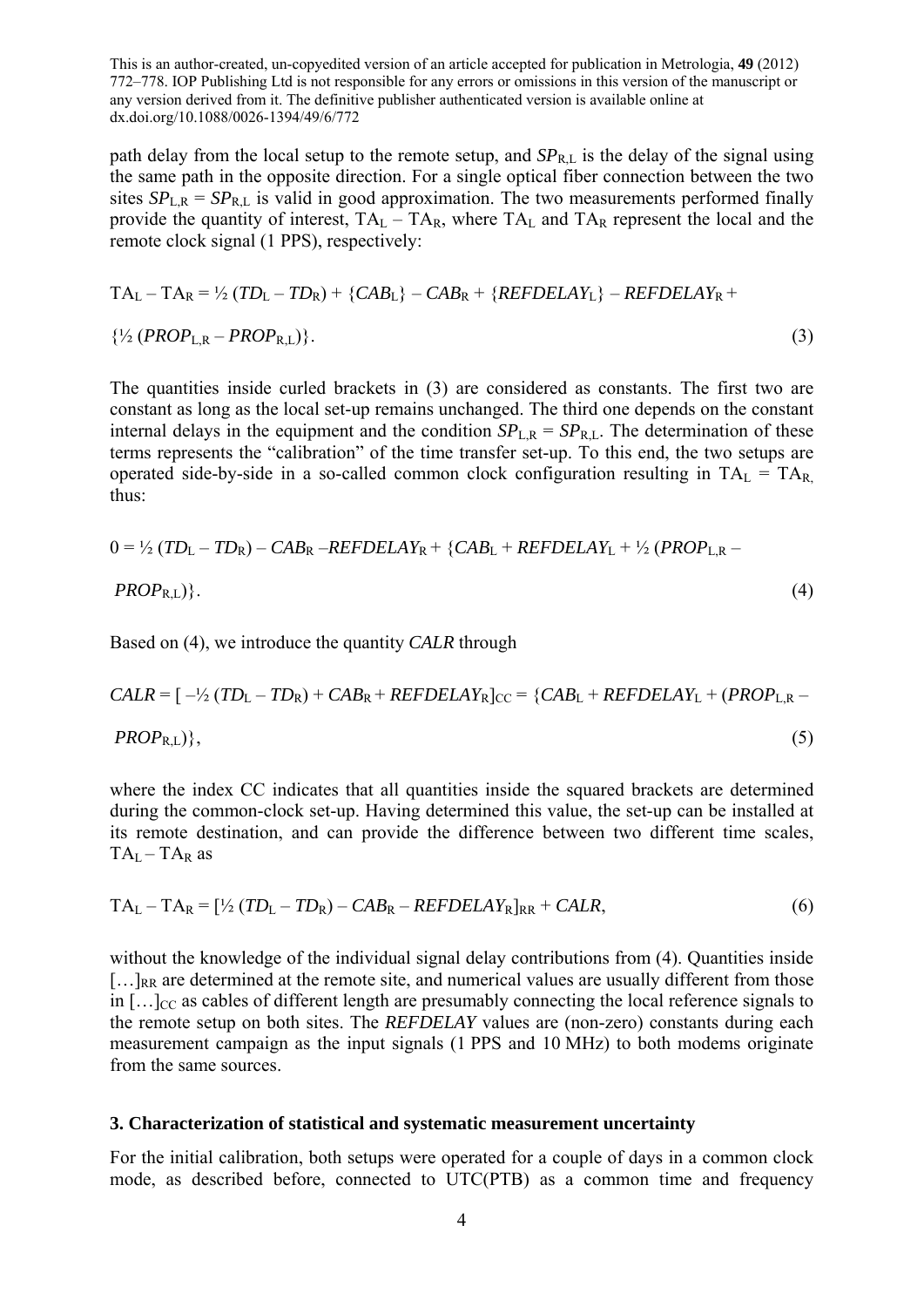This is an author-created, un-copyedited version of an article accepted for publication in Metrologia, **49** (2012) 772–778. IOP Publishing Ltd is not responsible for any errors or omissions in this version of the manuscript or any version derived from it. The definitive publisher authenticated version is available online at dx.doi.org/10.1088/0026-1394/49/6/772

path delay from the local setup to the remote setup, and $SP_{R,L}$ is the delay of the signal using the same path in the opposite direction. For a single optical fiber connection between the two sites $SP_{L,R} = SP_{R,L}$ is valid in good approximation. The two measurements performed finally provide the quantity of interest, $TA_L - TA_R$, where $TA_L$ and $TA_R$ represent the local and the remote clock signal (1 PPS), respectively:

$$TA_L - TA_R = ½ (TD_L - TD_R) + \{CAB_L\} - CAB_R + \{REFDELAY_L\} - REFDELAY_R + \{½ (PROP_{L,R} - PROP_{R,L})\}. \quad (3)$$

The quantities inside curled brackets in (3) are considered as constants. The first two are constant as long as the local set-up remains unchanged. The third one depends on the constant internal delays in the equipment and the condition $SP_{L,R} = SP_{R,L}$. The determination of these terms represents the "calibration" of the time transfer set-up. To this end, the two setups are operated side-by-side in a so-called common clock configuration resulting in $TA_L = TA_R$, thus:

$$0 = ½ (TD_L - TD_R) - CAB_R - REFDELAY_R + \{CAB_L + REFDELAY_L + ½ (PROP_{L,R} - PROP_{R,L})\}. \quad (4)$$

Based on (4), we introduce the quantity *CALR* through

$$CALR = [ -½ (TD_L - TD_R) + CAB_R + REFDELAY_R]_{CC} = \{CAB_L + REFDELAY_L + (PROP_{L,R} - PROP_{R,L})\}, \quad (5)$$

where the index CC indicates that all quantities inside the squared brackets are determined during the common-clock set-up. Having determined this value, the set-up can be installed at its remote destination, and can provide the difference between two different time scales, $TA_L - TA_R$ as

$$TA_L - TA_R = [½ (TD_L - TD_R) - CAB_R - REFDELAY_R]_{RR} + CALR, \quad (6)$$

without the knowledge of the individual signal delay contributions from (4). Quantities inside $[\ldots]_{RR}$ are determined at the remote site, and numerical values are usually different from those in $[\ldots]_{CC}$ as cables of different length are presumably connecting the local reference signals to the remote setup on both sites. The *REFDELAY* values are (non-zero) constants during each measurement campaign as the input signals (1 PPS and 10 MHz) to both modems originate from the same sources.

### 3. Characterization of statistical and systematic measurement uncertainty

For the initial calibration, both setups were operated for a couple of days in a common clock mode, as described before, connected to UTC(PTB) as a common time and frequency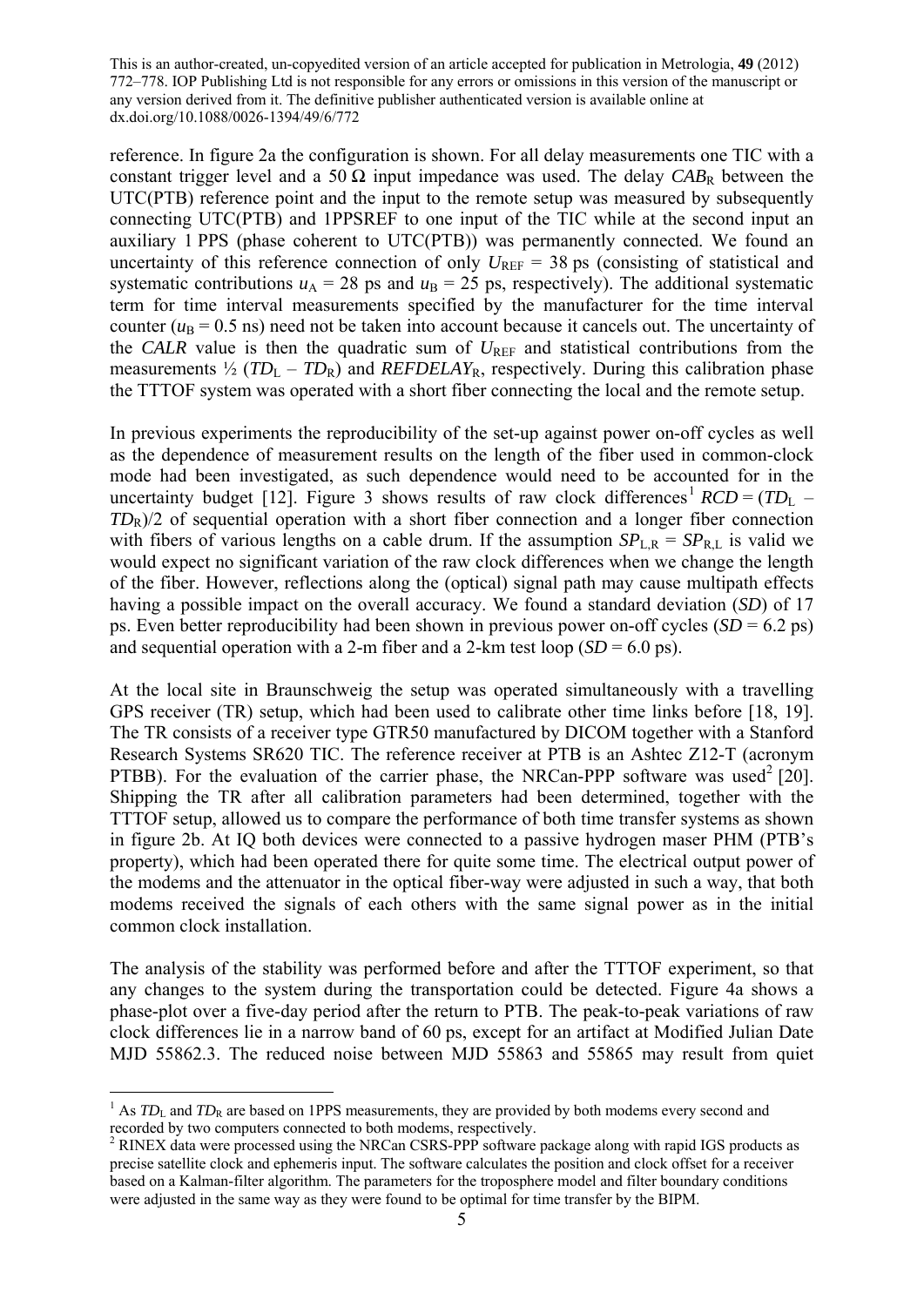reference. In figure 2a the configuration is shown. For all delay measurements one TIC with a constant trigger level and a 50 Ω input impedance was used. The delay $CAB_R$ between the UTC(PTB) reference point and the input to the remote setup was measured by subsequently connecting UTC(PTB) and 1PPSREF to one input of the TIC while at the second input an auxiliary 1 PPS (phase coherent to UTC(PTB)) was permanently connected. We found an uncertainty of this reference connection of only $U_{REF}$ = 38 ps (consisting of statistical and systematic contributions $u_A$ = 28 ps and $u_B$ = 25 ps, respectively). The additional systematic term for time interval measurements specified by the manufacturer for the time interval counter ($u_B$ = 0.5 ns) need not be taken into account because it cancels out. The uncertainty of the *CALR* value is then the quadratic sum of $U_{REF}$ and statistical contributions from the measurements ½ ($TD_L$ – $TD_R$) and $REFDELAY_R$, respectively. During this calibration phase the TTTOF system was operated with a short fiber connecting the local and the remote setup.

In previous experiments the reproducibility of the set-up against power on-off cycles as well as the dependence of measurement results on the length of the fiber used in common-clock mode had been investigated, as such dependence would need to be accounted for in the uncertainty budget [12]. Figure 3 shows results of raw clock differences[1] $RCD = (TD_L - TD_R)/2$ of sequential operation with a short fiber connection and a longer fiber connection with fibers of various lengths on a cable drum. If the assumption $SP_{L,R} = SP_{R,L}$ is valid we would expect no significant variation of the raw clock differences when we change the length of the fiber. However, reflections along the (optical) signal path may cause multipath effects having a possible impact on the overall accuracy. We found a standard deviation (*SD*) of 17 ps. Even better reproducibility had been shown in previous power on-off cycles (*SD* = 6.2 ps) and sequential operation with a 2-m fiber and a 2-km test loop (*SD* = 6.0 ps).

At the local site in Braunschweig the setup was operated simultaneously with a travelling GPS receiver (TR) setup, which had been used to calibrate other time links before [18, 19]. The TR consists of a receiver type GTR50 manufactured by DICOM together with a Stanford Research Systems SR620 TIC. The reference receiver at PTB is an Ashtec Z12-T (acronym PTBB). For the evaluation of the carrier phase, the NRCan-PPP software was used[2] [20]. Shipping the TR after all calibration parameters had been determined, together with the TTTOF setup, allowed us to compare the performance of both time transfer systems as shown in figure 2b. At IQ both devices were connected to a passive hydrogen maser PHM (PTB's property), which had been operated there for quite some time. The electrical output power of the modems and the attenuator in the optical fiber-way were adjusted in such a way, that both modems received the signals of each others with the same signal power as in the initial common clock installation.

The analysis of the stability was performed before and after the TTTOF experiment, so that any changes to the system during the transportation could be detected. Figure 4a shows a phase-plot over a five-day period after the return to PTB. The peak-to-peak variations of raw clock differences lie in a narrow band of 60 ps, except for an artifact at Modified Julian Date MJD 55862.3. The reduced noise between MJD 55863 and 55865 may result from quiet

---

[1] As $TD_L$ and $TD_R$ are based on 1PPS measurements, they are provided by both modems every second and recorded by two computers connected to both modems, respectively.

[2] RINEX data were processed using the NRCan CSRS-PPP software package along with rapid IGS products as precise satellite clock and ephemeris input. The software calculates the position and clock offset for a receiver based on a Kalman-filter algorithm. The parameters for the troposphere model and filter boundary conditions were adjusted in the same way as they were found to be optimal for time transfer by the BIPM.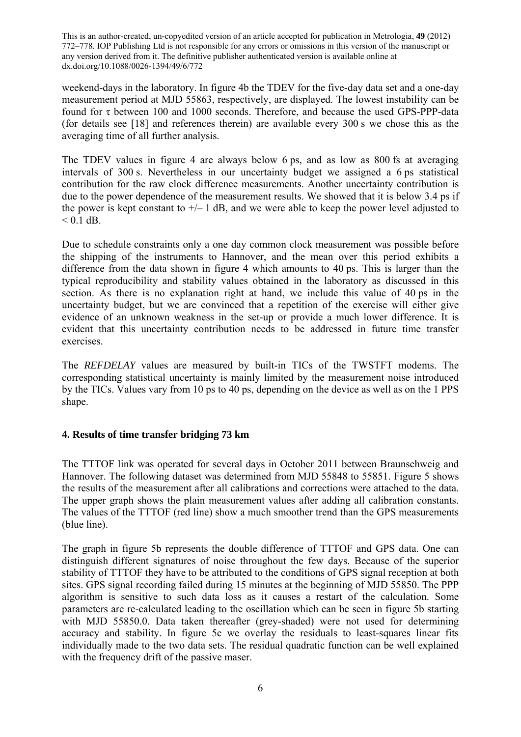weekend-days in the laboratory. In figure 4b the TDEV for the five-day data set and a one-day measurement period at MJD 55863, respectively, are displayed. The lowest instability can be found for $\tau$ between 100 and 1000 seconds. Therefore, and because the used GPS-PPP-data (for details see [18] and references therein) are available every 300 s we chose this as the averaging time of all further analysis.

The TDEV values in figure 4 are always below 6 ps, and as low as 800 fs at averaging intervals of 300 s. Nevertheless in our uncertainty budget we assigned a 6 ps statistical contribution for the raw clock difference measurements. Another uncertainty contribution is due to the power dependence of the measurement results. We showed that it is below 3.4 ps if the power is kept constant to +/– 1 dB, and we were able to keep the power level adjusted to < 0.1 dB.

Due to schedule constraints only a one day common clock measurement was possible before the shipping of the instruments to Hannover, and the mean over this period exhibits a difference from the data shown in figure 4 which amounts to 40 ps. This is larger than the typical reproducibility and stability values obtained in the laboratory as discussed in this section. As there is no explanation right at hand, we include this value of 40 ps in the uncertainty budget, but we are convinced that a repetition of the exercise will either give evidence of an unknown weakness in the set-up or provide a much lower difference. It is evident that this uncertainty contribution needs to be addressed in future time transfer exercises.

The *REFDELAY* values are measured by built-in TICs of the TWSTFT modems. The corresponding statistical uncertainty is mainly limited by the measurement noise introduced by the TICs. Values vary from 10 ps to 40 ps, depending on the device as well as on the 1 PPS shape.

## 4. Results of time transfer bridging 73 km

The TTTOF link was operated for several days in October 2011 between Braunschweig and Hannover. The following dataset was determined from MJD 55848 to 55851. Figure 5 shows the results of the measurement after all calibrations and corrections were attached to the data. The upper graph shows the plain measurement values after adding all calibration constants. The values of the TTTOF (red line) show a much smoother trend than the GPS measurements (blue line).

The graph in figure 5b represents the double difference of TTTOF and GPS data. One can distinguish different signatures of noise throughout the few days. Because of the superior stability of TTTOF they have to be attributed to the conditions of GPS signal reception at both sites. GPS signal recording failed during 15 minutes at the beginning of MJD 55850. The PPP algorithm is sensitive to such data loss as it causes a restart of the calculation. Some parameters are re-calculated leading to the oscillation which can be seen in figure 5b starting with MJD 55850.0. Data taken thereafter (grey-shaded) were not used for determining accuracy and stability. In figure 5c we overlay the residuals to least-squares linear fits individually made to the two data sets. The residual quadratic function can be well explained with the frequency drift of the passive maser.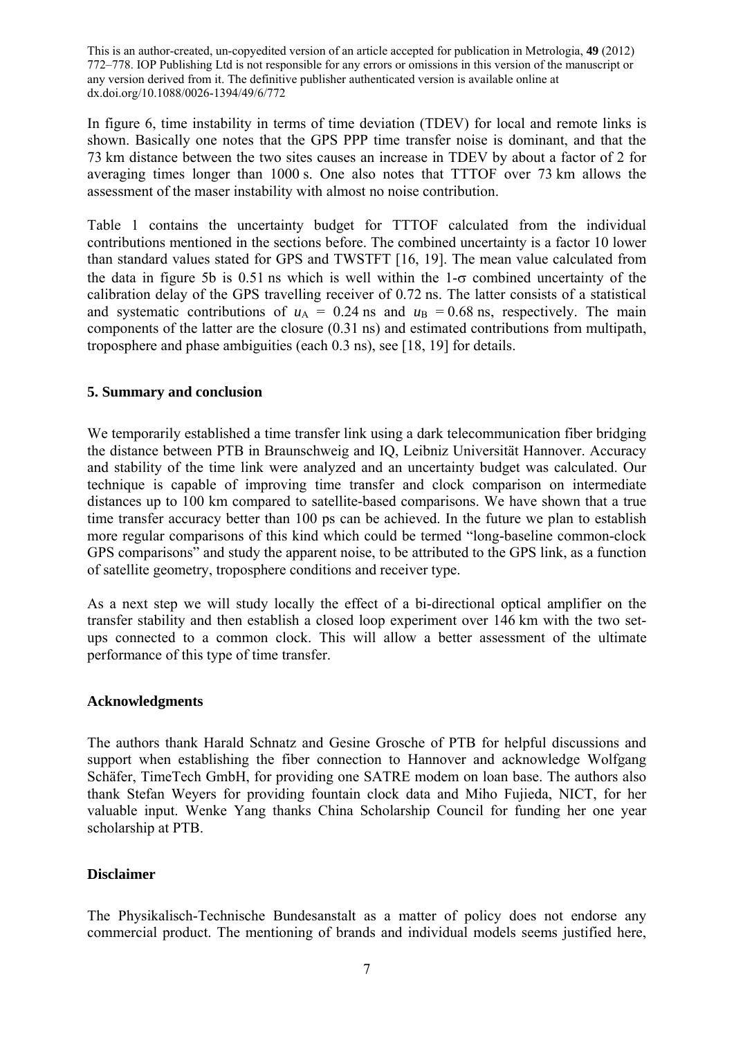This is an author-created, un-copyedited version of an article accepted for publication in Metrologia, **49** (2012) 772–778. IOP Publishing Ltd is not responsible for any errors or omissions in this version of the manuscript or any version derived from it. The definitive publisher authenticated version is available online at dx.doi.org/10.1088/0026-1394/49/6/772

In figure 6, time instability in terms of time deviation (TDEV) for local and remote links is shown. Basically one notes that the GPS PPP time transfer noise is dominant, and that the 73 km distance between the two sites causes an increase in TDEV by about a factor of 2 for averaging times longer than 1000 s. One also notes that TTTOF over 73 km allows the assessment of the maser instability with almost no noise contribution.

Table 1 contains the uncertainty budget for TTTOF calculated from the individual contributions mentioned in the sections before. The combined uncertainty is a factor 10 lower than standard values stated for GPS and TWSTFT [16, 19]. The mean value calculated from the data in figure 5b is 0.51 ns which is well within the 1-$\sigma$ combined uncertainty of the calibration delay of the GPS travelling receiver of 0.72 ns. The latter consists of a statistical and systematic contributions of $u_A$ = 0.24 ns and $u_B$ = 0.68 ns, respectively. The main components of the latter are the closure (0.31 ns) and estimated contributions from multipath, troposphere and phase ambiguities (each 0.3 ns), see [18, 19] for details.

## 5. Summary and conclusion

We temporarily established a time transfer link using a dark telecommunication fiber bridging the distance between PTB in Braunschweig and IQ, Leibniz Universität Hannover. Accuracy and stability of the time link were analyzed and an uncertainty budget was calculated. Our technique is capable of improving time transfer and clock comparison on intermediate distances up to 100 km compared to satellite-based comparisons. We have shown that a true time transfer accuracy better than 100 ps can be achieved. In the future we plan to establish more regular comparisons of this kind which could be termed "long-baseline common-clock GPS comparisons" and study the apparent noise, to be attributed to the GPS link, as a function of satellite geometry, troposphere conditions and receiver type.

As a next step we will study locally the effect of a bi-directional optical amplifier on the transfer stability and then establish a closed loop experiment over 146 km with the two set-ups connected to a common clock. This will allow a better assessment of the ultimate performance of this type of time transfer.

## Acknowledgments

The authors thank Harald Schnatz and Gesine Grosche of PTB for helpful discussions and support when establishing the fiber connection to Hannover and acknowledge Wolfgang Schäfer, TimeTech GmbH, for providing one SATRE modem on loan base. The authors also thank Stefan Weyers for providing fountain clock data and Miho Fujieda, NICT, for her valuable input. Wenke Yang thanks China Scholarship Council for funding her one year scholarship at PTB.

## Disclaimer

The Physikalisch-Technische Bundesanstalt as a matter of policy does not endorse any commercial product. The mentioning of brands and individual models seems justified here,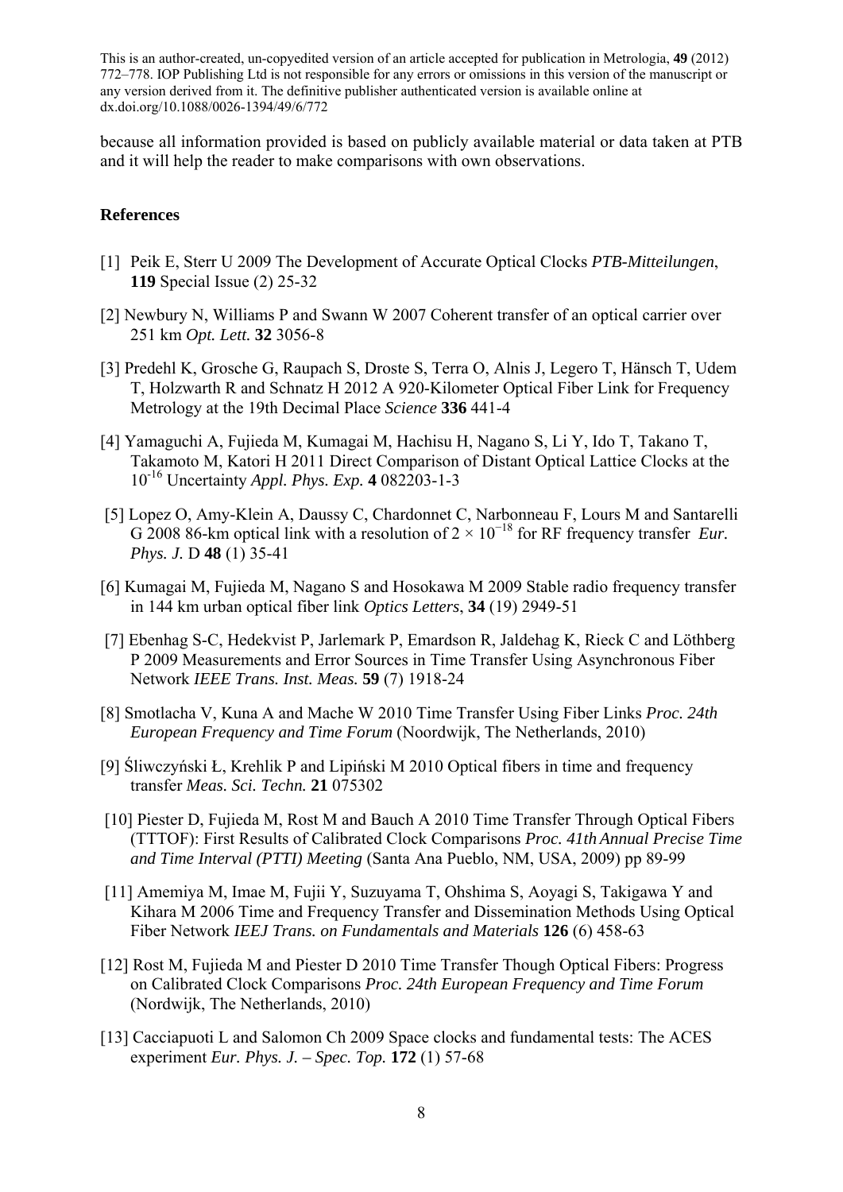because all information provided is based on publicly available material or data taken at PTB and it will help the reader to make comparisons with own observations.

## References

[1] Peik E, Sterr U 2009 The Development of Accurate Optical Clocks *PTB-Mitteilungen*, **119** Special Issue (2) 25-32

[2] Newbury N, Williams P and Swann W 2007 Coherent transfer of an optical carrier over 251 km *Opt. Lett.* **32** 3056-8

[3] Predehl K, Grosche G, Raupach S, Droste S, Terra O, Alnis J, Legero T, Hänsch T, Udem T, Holzwarth R and Schnatz H 2012 A 920-Kilometer Optical Fiber Link for Frequency Metrology at the 19th Decimal Place *Science* **336** 441-4

[4] Yamaguchi A, Fujieda M, Kumagai M, Hachisu H, Nagano S, Li Y, Ido T, Takano T, Takamoto M, Katori H 2011 Direct Comparison of Distant Optical Lattice Clocks at the $10^{-16}$ Uncertainty *Appl. Phys. Exp.* **4** 082203-1-3

[5] Lopez O, Amy-Klein A, Daussy C, Chardonnet C, Narbonneau F, Lours M and Santarelli G 2008 86-km optical link with a resolution of $2 \times 10^{-18}$ for RF frequency transfer *Eur. Phys. J.* D **48** (1) 35-41

[6] Kumagai M, Fujieda M, Nagano S and Hosokawa M 2009 Stable radio frequency transfer in 144 km urban optical fiber link *Optics Letters*, **34** (19) 2949-51

[7] Ebenhag S-C, Hedekvist P, Jarlemark P, Emardson R, Jaldehag K, Rieck C and Löthberg P 2009 Measurements and Error Sources in Time Transfer Using Asynchronous Fiber Network *IEEE Trans. Inst. Meas.* **59** (7) 1918-24

[8] Smotlacha V, Kuna A and Mache W 2010 Time Transfer Using Fiber Links *Proc. 24th European Frequency and Time Forum* (Noordwijk, The Netherlands, 2010)

[9] Śliwczyński Ł, Krehlik P and Lipiński M 2010 Optical fibers in time and frequency transfer *Meas. Sci. Techn.* **21** 075302

[10] Piester D, Fujieda M, Rost M and Bauch A 2010 Time Transfer Through Optical Fibers (TTTOF): First Results of Calibrated Clock Comparisons *Proc. 41th Annual Precise Time and Time Interval (PTTI) Meeting* (Santa Ana Pueblo, NM, USA, 2009) pp 89-99

[11] Amemiya M, Imae M, Fujii Y, Suzuyama T, Ohshima S, Aoyagi S, Takigawa Y and Kihara M 2006 Time and Frequency Transfer and Dissemination Methods Using Optical Fiber Network *IEEJ Trans. on Fundamentals and Materials* **126** (6) 458-63

[12] Rost M, Fujieda M and Piester D 2010 Time Transfer Though Optical Fibers: Progress on Calibrated Clock Comparisons *Proc. 24th European Frequency and Time Forum* (Nordwijk, The Netherlands, 2010)

[13] Cacciapuoti L and Salomon Ch 2009 Space clocks and fundamental tests: The ACES experiment *Eur. Phys. J. – Spec. Top.* **172** (1) 57-68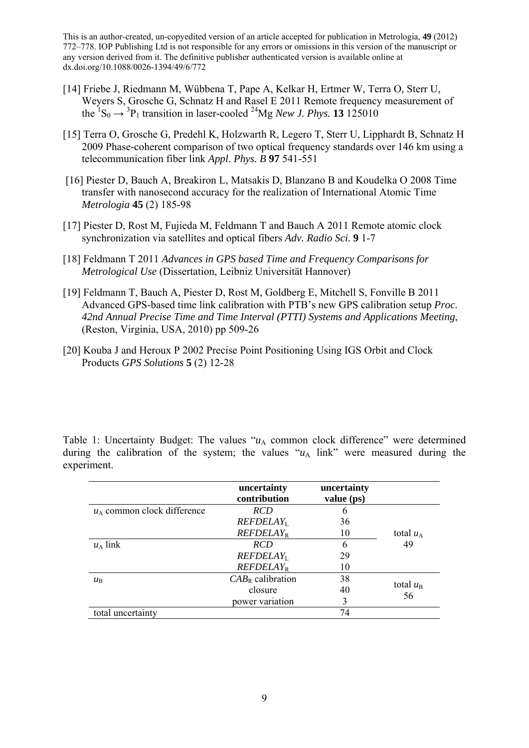[14] Friebe J, Riedmann M, Wübbena T, Pape A, Kelkar H, Ertmer W, Terra O, Sterr U, Weyers S, Grosche G, Schnatz H and Rasel E 2011 Remote frequency measurement of the $^1S_0 \rightarrow {}^3P_1$ transition in laser-cooled $^{24}$Mg *New J. Phys.* **13** 125010

[15] Terra O, Grosche G, Predehl K, Holzwarth R, Legero T, Sterr U, Lipphardt B, Schnatz H 2009 Phase-coherent comparison of two optical frequency standards over 146 km using a telecommunication fiber link *Appl. Phys. B* **97** 541-551

[16] Piester D, Bauch A, Breakiron L, Matsakis D, Blanzano B and Koudelka O 2008 Time transfer with nanosecond accuracy for the realization of International Atomic Time *Metrologia* **45** (2) 185-98

[17] Piester D, Rost M, Fujieda M, Feldmann T and Bauch A 2011 Remote atomic clock synchronization via satellites and optical fibers *Adv. Radio Sci.* **9** 1-7

[18] Feldmann T 2011 *Advances in GPS based Time and Frequency Comparisons for Metrological Use* (Dissertation, Leibniz Universität Hannover)

[19] Feldmann T, Bauch A, Piester D, Rost M, Goldberg E, Mitchell S, Fonville B 2011 Advanced GPS-based time link calibration with PTB's new GPS calibration setup *Proc. 42nd Annual Precise Time and Time Interval (PTTI) Systems and Applications Meeting*, (Reston, Virginia, USA, 2010) pp 509-26

[20] Kouba J and Heroux P 2002 Precise Point Positioning Using IGS Orbit and Clock Products *GPS Solutions* **5** (2) 12-28

Table 1: Uncertainty Budget: The values "$u_A$ common clock difference" were determined during the calibration of the system; the values "$u_A$ link" were measured during the experiment.

| | **uncertainty contribution** | **uncertainty value (ps)** | |
|---|---|---|---|
| $u_A$ common clock difference | *RCD* | 6 | |
| | $REFDELAY_L$ | 36 | |
| | $REFDELAY_R$ | 10 | total $u_A$ 49 |
| $u_A$ link | *RCD* | 6 | |
| | $REFDELAY_L$ | 29 | |
| | $REFDELAY_R$ | 10 | |
| $u_B$ | $CAB_R$ calibration | 38 | |
| | closure | 40 | total $u_B$ 56 |
| | power variation | 3 | |
| total uncertainty | | 74 | |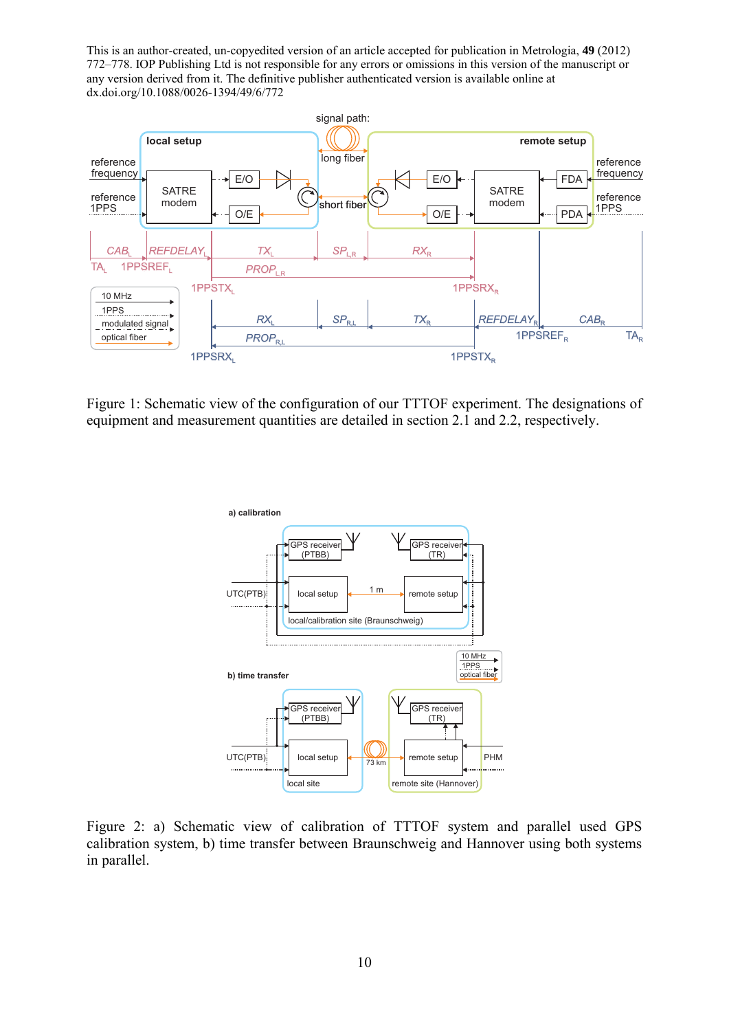This is an author-created, un-copyedited version of an article accepted for publication in Metrologia, **49** (2012) 772–778. IOP Publishing Ltd is not responsible for any errors or omissions in this version of the manuscript or any version derived from it. The definitive publisher authenticated version is available online at dx.doi.org/10.1088/0026-1394/49/6/772

Figure 1: Schematic view of the configuration of our TTTOF experiment. The designations of equipment and measurement quantities are detailed in section 2.1 and 2.2, respectively.

Figure 2: a) Schematic view of calibration of TTTOF system and parallel used GPS calibration system, b) time transfer between Braunschweig and Hannover using both systems in parallel.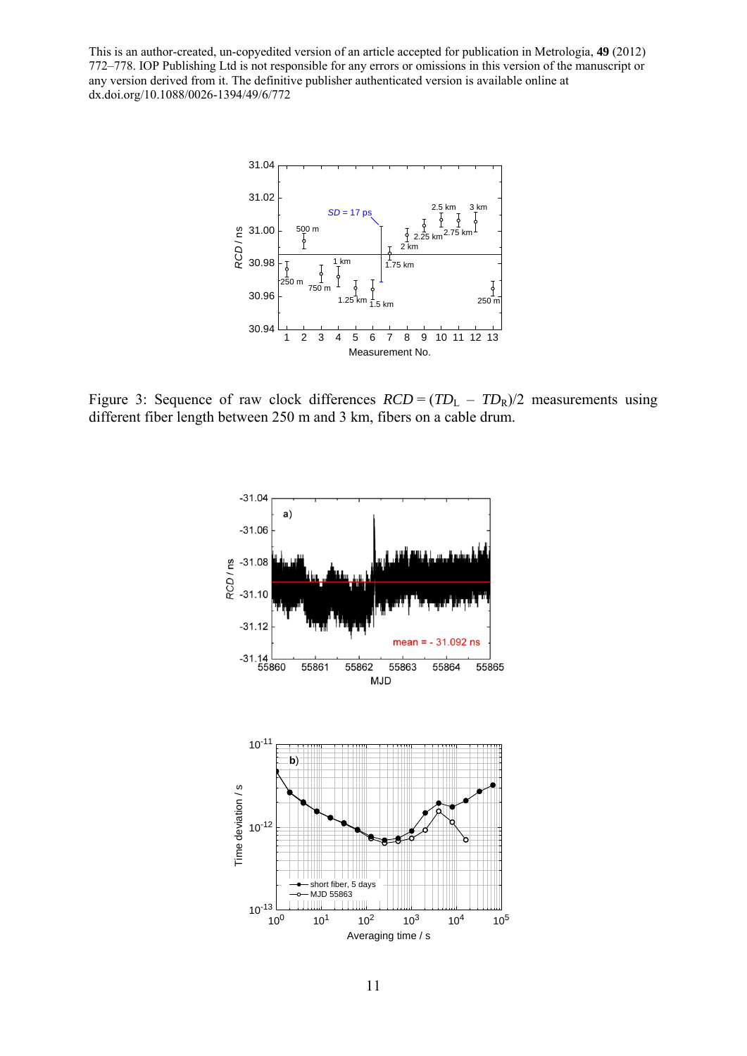This is an author-created, un-copyedited version of an article accepted for publication in Metrologia, **49** (2012) 772–778. IOP Publishing Ltd is not responsible for any errors or omissions in this version of the manuscript or any version derived from it. The definitive publisher authenticated version is available online at dx.doi.org/10.1088/0026-1394/49/6/772

Figure 3: Sequence of raw clock differences $RCD = (TD_L - TD_R)/2$ measurements using different fiber length between 250 m and 3 km, fibers on a cable drum.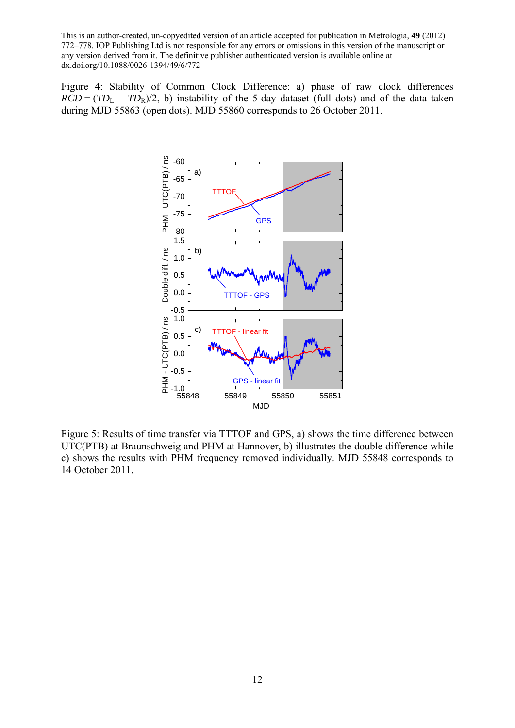This is an author-created, un-copyedited version of an article accepted for publication in Metrologia, **49** (2012) 772–778. IOP Publishing Ltd is not responsible for any errors or omissions in this version of the manuscript or any version derived from it. The definitive publisher authenticated version is available online at dx.doi.org/10.1088/0026-1394/49/6/772

Figure 4: Stability of Common Clock Difference: a) phase of raw clock differences $RCD = (TD_L - TD_R)/2$, b) instability of the 5-day dataset (full dots) and of the data taken during MJD 55863 (open dots). MJD 55860 corresponds to 26 October 2011.

Figure 5: Results of time transfer via TTTOF and GPS, a) shows the time difference between UTC(PTB) at Braunschweig and PHM at Hannover, b) illustrates the double difference while c) shows the results with PHM frequency removed individually. MJD 55848 corresponds to 14 October 2011.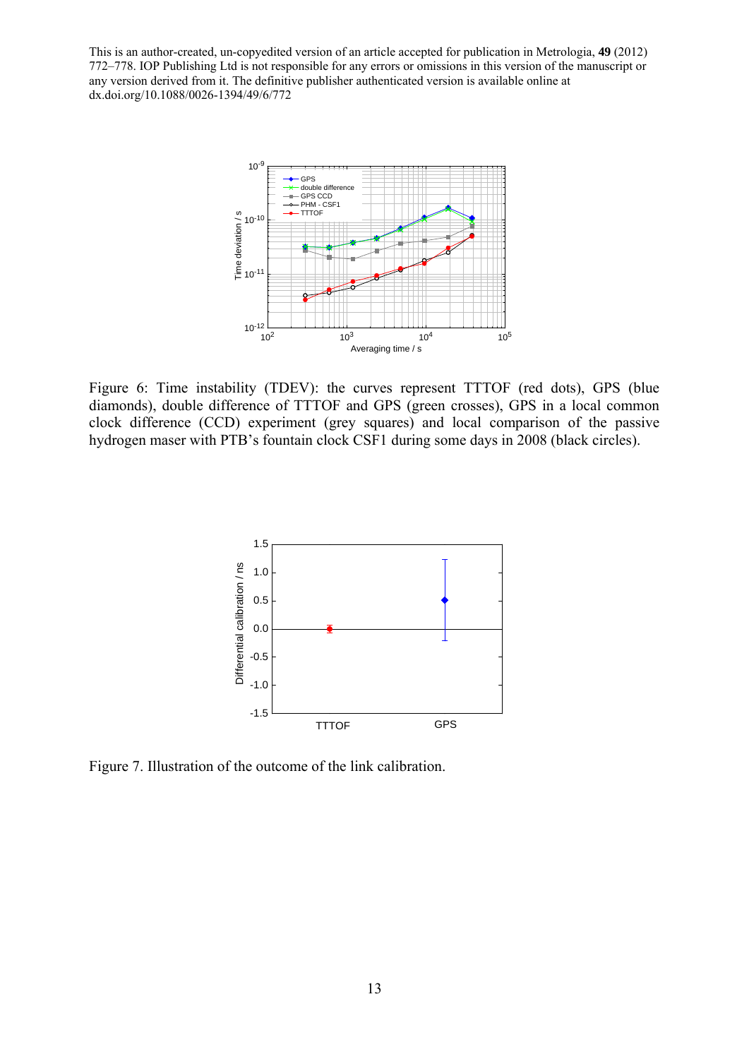This is an author-created, un-copyedited version of an article accepted for publication in Metrologia, **49** (2012) 772–778. IOP Publishing Ltd is not responsible for any errors or omissions in this version of the manuscript or any version derived from it. The definitive publisher authenticated version is available online at dx.doi.org/10.1088/0026-1394/49/6/772

Time deviation / s
$10^{-9}$
$10^{-10}$
$10^{-11}$
$10^{-12}$
$10^{2}$
$10^{3}$
$10^{4}$
$10^{5}$
Averaging time / s
GPS
double difference
GPS CCD
PHM - CSF1
TTTOF

Figure 6: Time instability (TDEV): the curves represent TTTOF (red dots), GPS (blue diamonds), double difference of TTTOF and GPS (green crosses), GPS in a local common clock difference (CCD) experiment (grey squares) and local comparison of the passive hydrogen maser with PTB's fountain clock CSF1 during some days in 2008 (black circles).

Differential calibration / ns
1.5
1.0
0.5
0.0
-0.5
-1.0
-1.5
TTTOF
GPS

Figure 7. Illustration of the outcome of the link calibration.